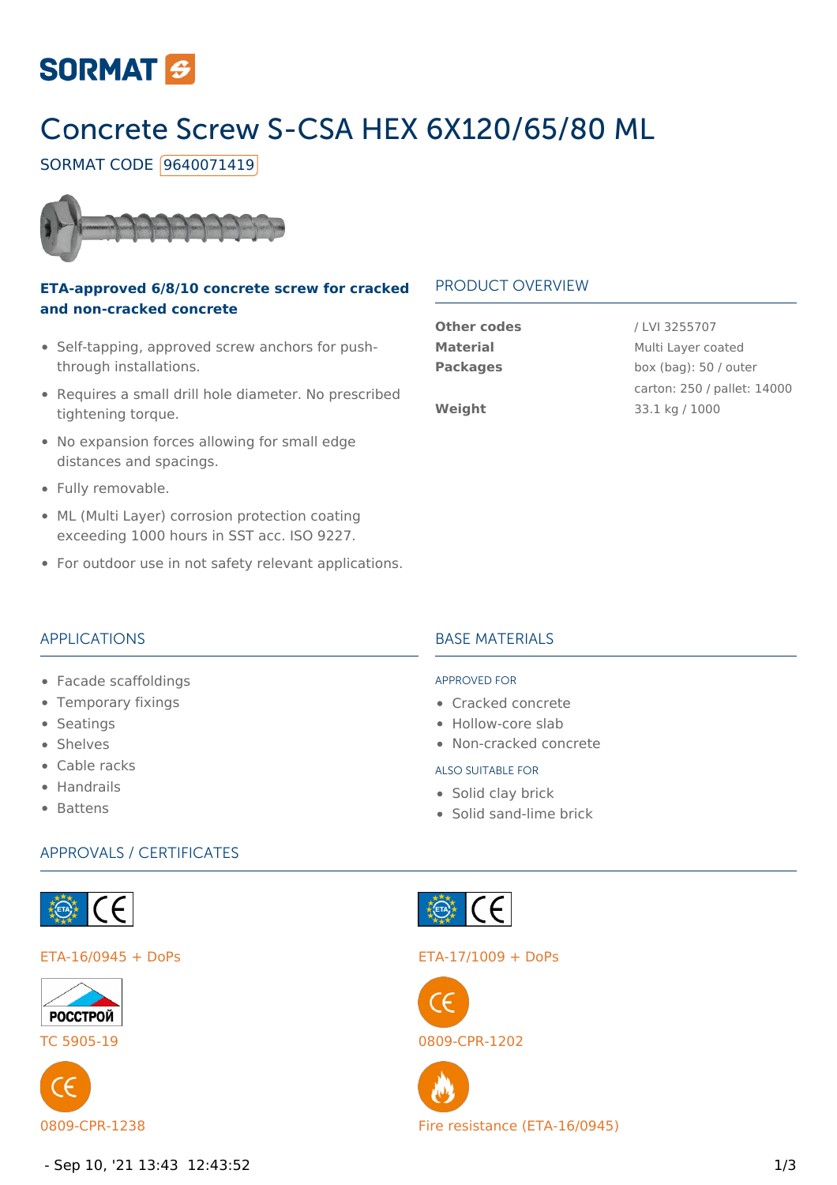SORMAT

# Concrete Screw S-CSA HEX 6X120/65/80 ML

SORMAT CODE 9640071419

**ETA-approved 6/8/10 concrete screw for cracked and non-cracked concrete**

- Self-tapping, approved screw anchors for push-through installations.
- Requires a small drill hole diameter. No prescribed tightening torque.
- No expansion forces allowing for small edge distances and spacings.
- Fully removable.
- ML (Multi Layer) corrosion protection coating exceeding 1000 hours in SST acc. ISO 9227.
- For outdoor use in not safety relevant applications.

## PRODUCT OVERVIEW

| | |
|---|---|
| **Other codes** | / LVI 3255707 |
| **Material** | Multi Layer coated |
| **Packages** | box (bag): 50 / outer carton: 250 / pallet: 14000 |
| **Weight** | 33.1 kg / 1000 |

## APPLICATIONS

- Facade scaffoldings
- Temporary fixings
- Seatings
- Shelves
- Cable racks
- Handrails
- Battens

## BASE MATERIALS

APPROVED FOR

- Cracked concrete
- Hollow-core slab
- Non-cracked concrete

ALSO SUITABLE FOR

- Solid clay brick
- Solid sand-lime brick

## APPROVALS / CERTIFICATES

ETA-16/0945 + DoPs

ETA-17/1009 + DoPs

РОССТРОЙ

TC 5905-19

0809-CPR-1202

0809-CPR-1238

Fire resistance (ETA-16/0945)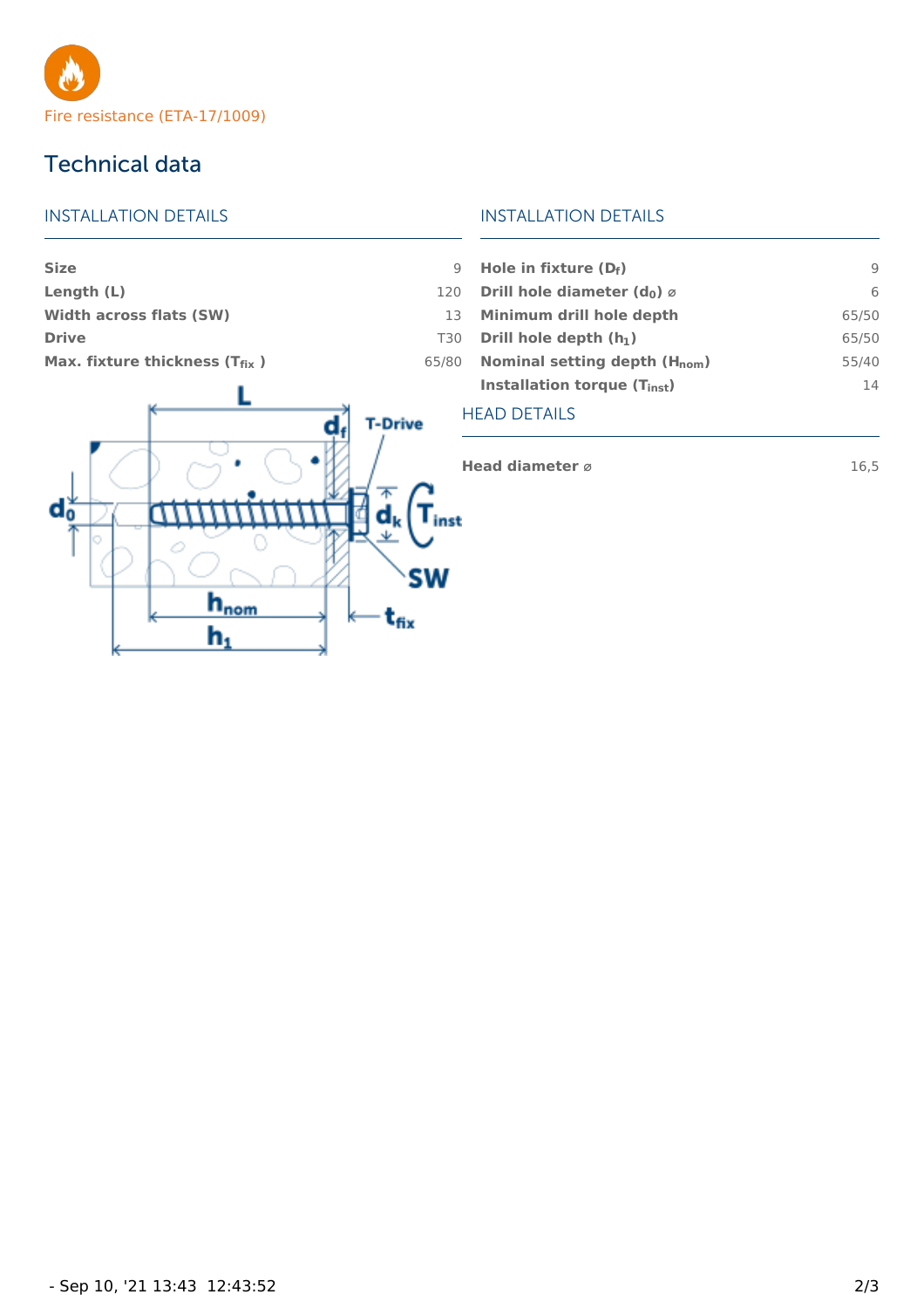Fire resistance (ETA-17/1009)

## Technical data

### INSTALLATION DETAILS

| | |
|---|---|
| **Size** | 9 |
| **Length (L)** | 120 |
| **Width across flats (SW)** | 13 |
| **Drive** | T30 |
| **Max. fixture thickness ($T_{fix}$)** | 65/80 |

### INSTALLATION DETAILS

| | |
|---|---|
| **Hole in fixture ($D_f$)** | 9 |
| **Drill hole diameter ($d_0$) ⌀** | 6 |
| **Minimum drill hole depth** | 65/50 |
| **Drill hole depth ($h_1$)** | 65/50 |
| **Nominal setting depth ($H_{nom}$)** | 55/40 |
| **Installation torque ($T_{inst}$)** | 14 |

### HEAD DETAILS

| | |
|---|---|
| **Head diameter ⌀** | 16,5 |

- Sep 10, '21 13:43 12:43:52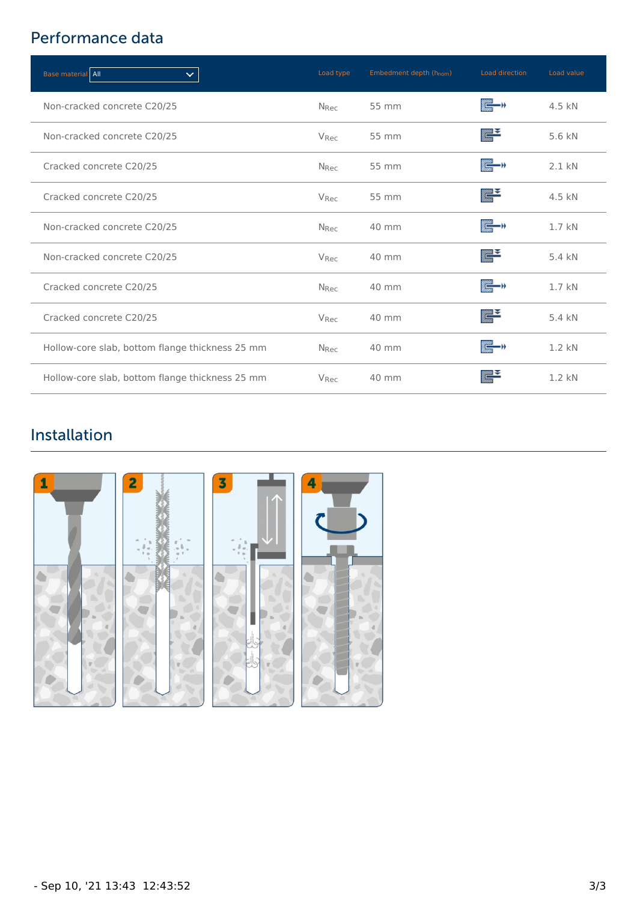## Performance data

| Base material All | Load type | Embedment depth ($h_{nom}$) | Load direction | Load value |
|---|---|---|---|---|
| Non-cracked concrete C20/25 | $N_{Rec}$ | 55 mm | | 4.5 kN |
| Non-cracked concrete C20/25 | $V_{Rec}$ | 55 mm | | 5.6 kN |
| Cracked concrete C20/25 | $N_{Rec}$ | 55 mm | | 2.1 kN |
| Cracked concrete C20/25 | $V_{Rec}$ | 55 mm | | 4.5 kN |
| Non-cracked concrete C20/25 | $N_{Rec}$ | 40 mm | | 1.7 kN |
| Non-cracked concrete C20/25 | $V_{Rec}$ | 40 mm | | 5.4 kN |
| Cracked concrete C20/25 | $N_{Rec}$ | 40 mm | | 1.7 kN |
| Cracked concrete C20/25 | $V_{Rec}$ | 40 mm | | 5.4 kN |
| Hollow-core slab, bottom flange thickness 25 mm | $N_{Rec}$ | 40 mm | | 1.2 kN |
| Hollow-core slab, bottom flange thickness 25 mm | $V_{Rec}$ | 40 mm | | 1.2 kN |

## Installation

1

2

3

4

- Sep 10, '21 13:43 12:43:52